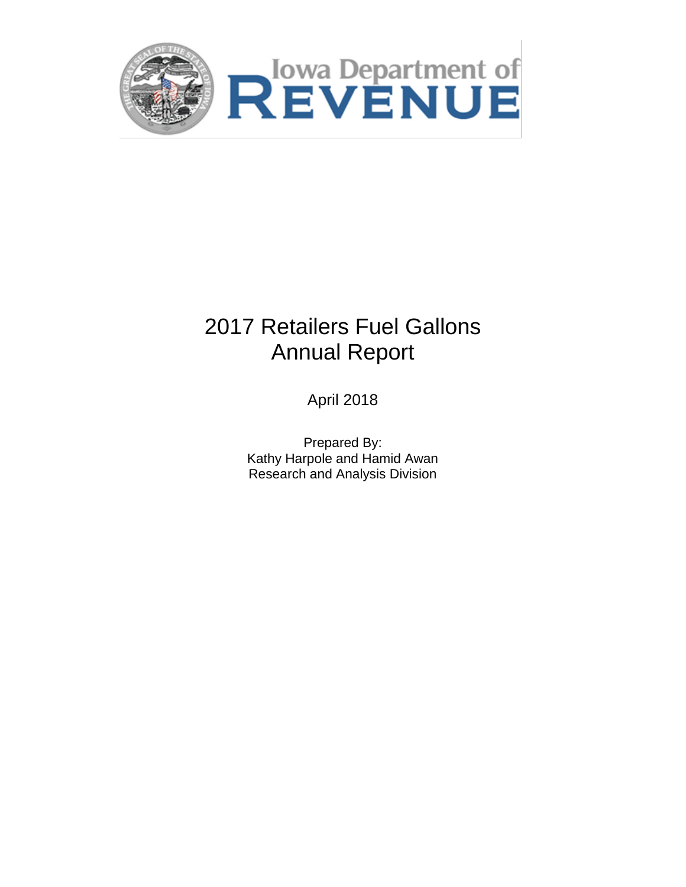Iowa Department of **REVENUE**

# 2017 Retailers Fuel Gallons Annual Report

April 2018

Prepared By:
Kathy Harpole and Hamid Awan
Research and Analysis Division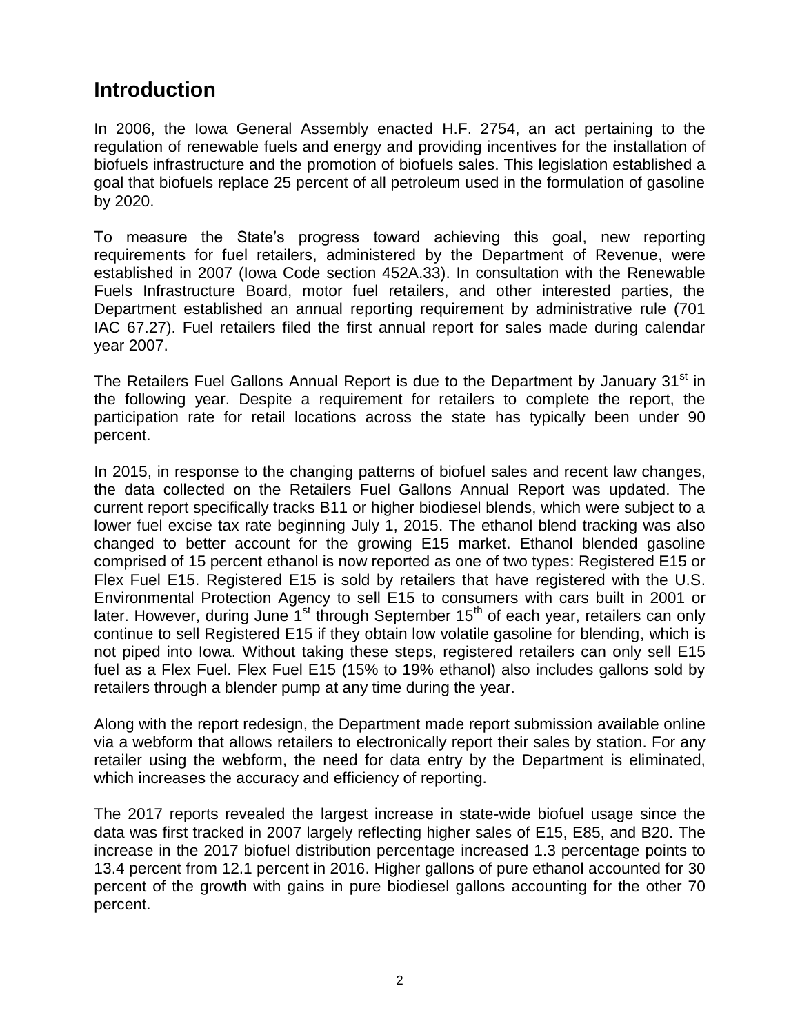## Introduction

In 2006, the Iowa General Assembly enacted H.F. 2754, an act pertaining to the regulation of renewable fuels and energy and providing incentives for the installation of biofuels infrastructure and the promotion of biofuels sales. This legislation established a goal that biofuels replace 25 percent of all petroleum used in the formulation of gasoline by 2020.

To measure the State's progress toward achieving this goal, new reporting requirements for fuel retailers, administered by the Department of Revenue, were established in 2007 (Iowa Code section 452A.33). In consultation with the Renewable Fuels Infrastructure Board, motor fuel retailers, and other interested parties, the Department established an annual reporting requirement by administrative rule (701 IAC 67.27). Fuel retailers filed the first annual report for sales made during calendar year 2007.

The Retailers Fuel Gallons Annual Report is due to the Department by January 31st in the following year. Despite a requirement for retailers to complete the report, the participation rate for retail locations across the state has typically been under 90 percent.

In 2015, in response to the changing patterns of biofuel sales and recent law changes, the data collected on the Retailers Fuel Gallons Annual Report was updated. The current report specifically tracks B11 or higher biodiesel blends, which were subject to a lower fuel excise tax rate beginning July 1, 2015. The ethanol blend tracking was also changed to better account for the growing E15 market. Ethanol blended gasoline comprised of 15 percent ethanol is now reported as one of two types: Registered E15 or Flex Fuel E15. Registered E15 is sold by retailers that have registered with the U.S. Environmental Protection Agency to sell E15 to consumers with cars built in 2001 or later. However, during June 1st through September 15th of each year, retailers can only continue to sell Registered E15 if they obtain low volatile gasoline for blending, which is not piped into Iowa. Without taking these steps, registered retailers can only sell E15 fuel as a Flex Fuel. Flex Fuel E15 (15% to 19% ethanol) also includes gallons sold by retailers through a blender pump at any time during the year.

Along with the report redesign, the Department made report submission available online via a webform that allows retailers to electronically report their sales by station. For any retailer using the webform, the need for data entry by the Department is eliminated, which increases the accuracy and efficiency of reporting.

The 2017 reports revealed the largest increase in state-wide biofuel usage since the data was first tracked in 2007 largely reflecting higher sales of E15, E85, and B20. The increase in the 2017 biofuel distribution percentage increased 1.3 percentage points to 13.4 percent from 12.1 percent in 2016. Higher gallons of pure ethanol accounted for 30 percent of the growth with gains in pure biodiesel gallons accounting for the other 70 percent.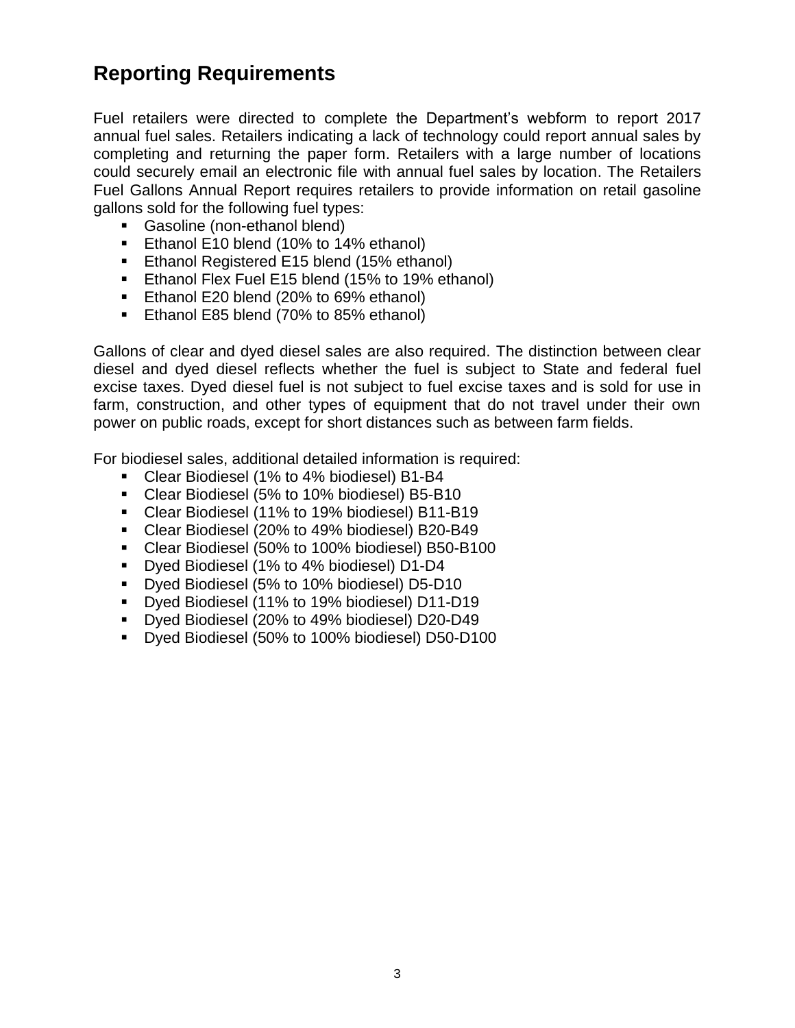## Reporting Requirements

Fuel retailers were directed to complete the Department's webform to report 2017 annual fuel sales. Retailers indicating a lack of technology could report annual sales by completing and returning the paper form. Retailers with a large number of locations could securely email an electronic file with annual fuel sales by location. The Retailers Fuel Gallons Annual Report requires retailers to provide information on retail gasoline gallons sold for the following fuel types:

- Gasoline (non-ethanol blend)
- Ethanol E10 blend (10% to 14% ethanol)
- Ethanol Registered E15 blend (15% ethanol)
- Ethanol Flex Fuel E15 blend (15% to 19% ethanol)
- Ethanol E20 blend (20% to 69% ethanol)
- Ethanol E85 blend (70% to 85% ethanol)

Gallons of clear and dyed diesel sales are also required. The distinction between clear diesel and dyed diesel reflects whether the fuel is subject to State and federal fuel excise taxes. Dyed diesel fuel is not subject to fuel excise taxes and is sold for use in farm, construction, and other types of equipment that do not travel under their own power on public roads, except for short distances such as between farm fields.

For biodiesel sales, additional detailed information is required:

- Clear Biodiesel (1% to 4% biodiesel) B1-B4
- Clear Biodiesel (5% to 10% biodiesel) B5-B10
- Clear Biodiesel (11% to 19% biodiesel) B11-B19
- Clear Biodiesel (20% to 49% biodiesel) B20-B49
- Clear Biodiesel (50% to 100% biodiesel) B50-B100
- Dyed Biodiesel (1% to 4% biodiesel) D1-D4
- Dyed Biodiesel (5% to 10% biodiesel) D5-D10
- Dyed Biodiesel (11% to 19% biodiesel) D11-D19
- Dyed Biodiesel (20% to 49% biodiesel) D20-D49
- Dyed Biodiesel (50% to 100% biodiesel) D50-D100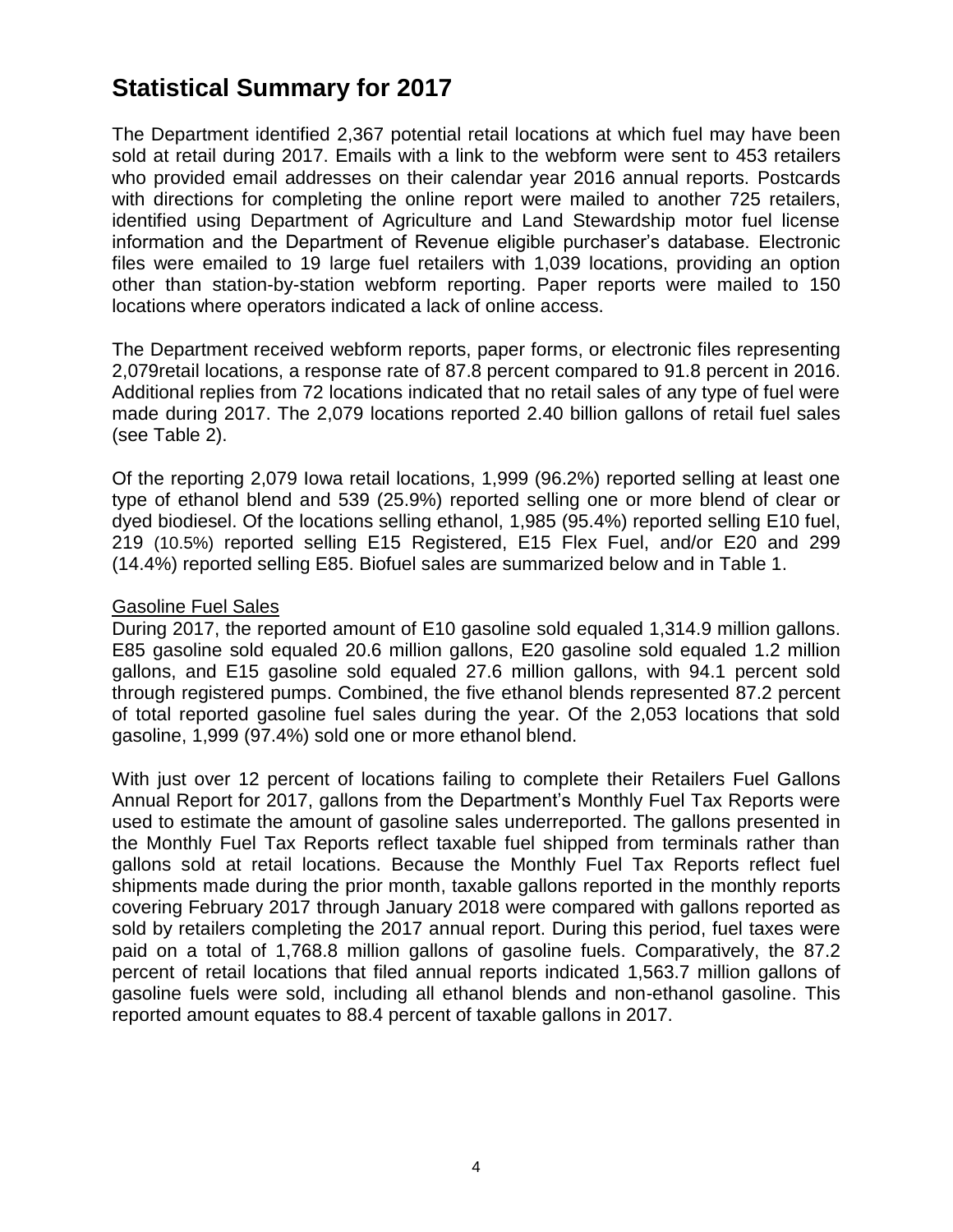# Statistical Summary for 2017

The Department identified 2,367 potential retail locations at which fuel may have been sold at retail during 2017. Emails with a link to the webform were sent to 453 retailers who provided email addresses on their calendar year 2016 annual reports. Postcards with directions for completing the online report were mailed to another 725 retailers, identified using Department of Agriculture and Land Stewardship motor fuel license information and the Department of Revenue eligible purchaser's database. Electronic files were emailed to 19 large fuel retailers with 1,039 locations, providing an option other than station-by-station webform reporting. Paper reports were mailed to 150 locations where operators indicated a lack of online access.

The Department received webform reports, paper forms, or electronic files representing 2,079retail locations, a response rate of 87.8 percent compared to 91.8 percent in 2016. Additional replies from 72 locations indicated that no retail sales of any type of fuel were made during 2017. The 2,079 locations reported 2.40 billion gallons of retail fuel sales (see Table 2).

Of the reporting 2,079 Iowa retail locations, 1,999 (96.2%) reported selling at least one type of ethanol blend and 539 (25.9%) reported selling one or more blend of clear or dyed biodiesel. Of the locations selling ethanol, 1,985 (95.4%) reported selling E10 fuel, 219 (10.5%) reported selling E15 Registered, E15 Flex Fuel, and/or E20 and 299 (14.4%) reported selling E85. Biofuel sales are summarized below and in Table 1.

Gasoline Fuel Sales

During 2017, the reported amount of E10 gasoline sold equaled 1,314.9 million gallons. E85 gasoline sold equaled 20.6 million gallons, E20 gasoline sold equaled 1.2 million gallons, and E15 gasoline sold equaled 27.6 million gallons, with 94.1 percent sold through registered pumps. Combined, the five ethanol blends represented 87.2 percent of total reported gasoline fuel sales during the year. Of the 2,053 locations that sold gasoline, 1,999 (97.4%) sold one or more ethanol blend.

With just over 12 percent of locations failing to complete their Retailers Fuel Gallons Annual Report for 2017, gallons from the Department's Monthly Fuel Tax Reports were used to estimate the amount of gasoline sales underreported. The gallons presented in the Monthly Fuel Tax Reports reflect taxable fuel shipped from terminals rather than gallons sold at retail locations. Because the Monthly Fuel Tax Reports reflect fuel shipments made during the prior month, taxable gallons reported in the monthly reports covering February 2017 through January 2018 were compared with gallons reported as sold by retailers completing the 2017 annual report. During this period, fuel taxes were paid on a total of 1,768.8 million gallons of gasoline fuels. Comparatively, the 87.2 percent of retail locations that filed annual reports indicated 1,563.7 million gallons of gasoline fuels were sold, including all ethanol blends and non-ethanol gasoline. This reported amount equates to 88.4 percent of taxable gallons in 2017.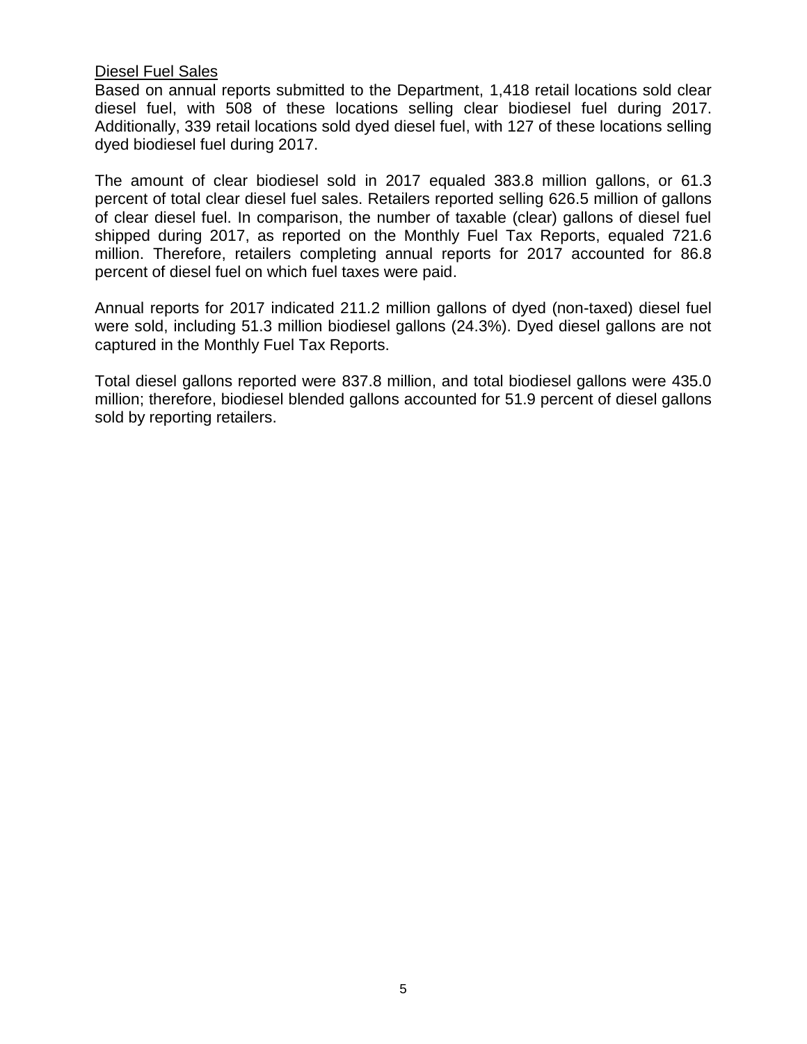## Diesel Fuel Sales

Based on annual reports submitted to the Department, 1,418 retail locations sold clear diesel fuel, with 508 of these locations selling clear biodiesel fuel during 2017. Additionally, 339 retail locations sold dyed diesel fuel, with 127 of these locations selling dyed biodiesel fuel during 2017.

The amount of clear biodiesel sold in 2017 equaled 383.8 million gallons, or 61.3 percent of total clear diesel fuel sales. Retailers reported selling 626.5 million of gallons of clear diesel fuel. In comparison, the number of taxable (clear) gallons of diesel fuel shipped during 2017, as reported on the Monthly Fuel Tax Reports, equaled 721.6 million. Therefore, retailers completing annual reports for 2017 accounted for 86.8 percent of diesel fuel on which fuel taxes were paid.

Annual reports for 2017 indicated 211.2 million gallons of dyed (non-taxed) diesel fuel were sold, including 51.3 million biodiesel gallons (24.3%). Dyed diesel gallons are not captured in the Monthly Fuel Tax Reports.

Total diesel gallons reported were 837.8 million, and total biodiesel gallons were 435.0 million; therefore, biodiesel blended gallons accounted for 51.9 percent of diesel gallons sold by reporting retailers.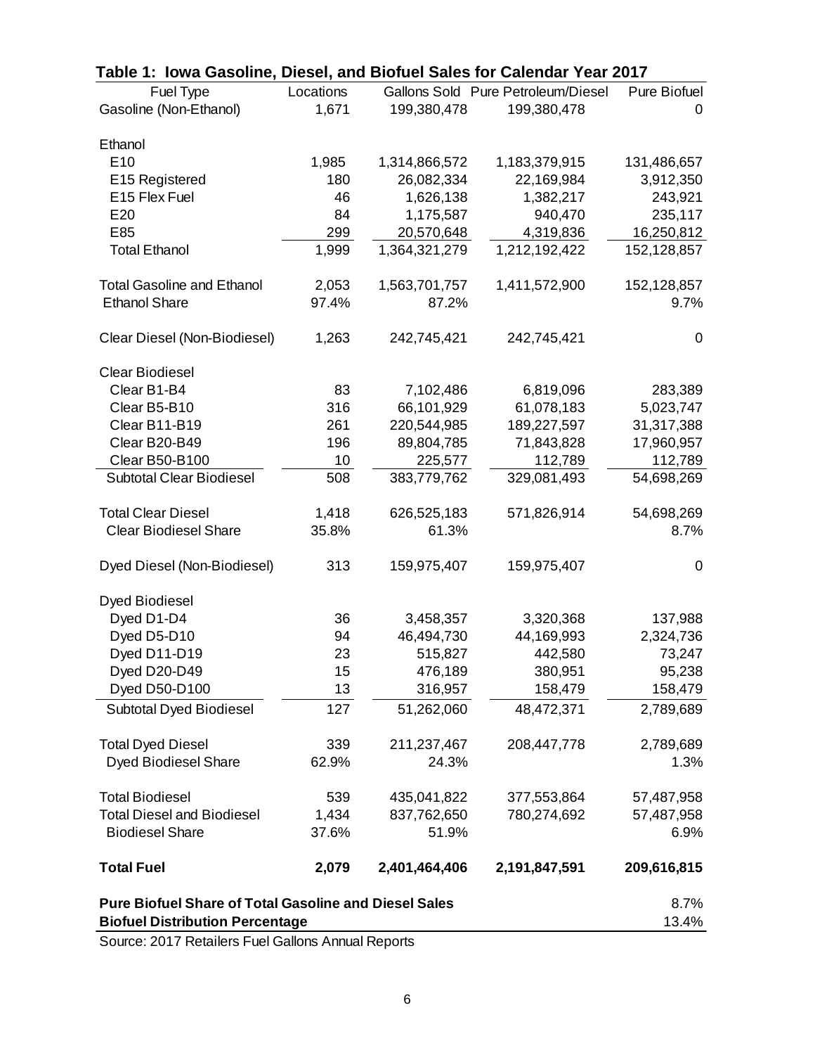**Table 1: Iowa Gasoline, Diesel, and Biofuel Sales for Calendar Year 2017**

| Fuel Type | Locations | Gallons Sold | Pure Petroleum/Diesel | Pure Biofuel |
|---|---|---|---|---|
| Gasoline (Non-Ethanol) | 1,671 | 199,380,478 | 199,380,478 | 0 |
| | | | | |
| Ethanol | | | | |
| E10 | 1,985 | 1,314,866,572 | 1,183,379,915 | 131,486,657 |
| E15 Registered | 180 | 26,082,334 | 22,169,984 | 3,912,350 |
| E15 Flex Fuel | 46 | 1,626,138 | 1,382,217 | 243,921 |
| E20 | 84 | 1,175,587 | 940,470 | 235,117 |
| E85 | 299 | 20,570,648 | 4,319,836 | 16,250,812 |
| Total Ethanol | 1,999 | 1,364,321,279 | 1,212,192,422 | 152,128,857 |
| | | | | |
| Total Gasoline and Ethanol | 2,053 | 1,563,701,757 | 1,411,572,900 | 152,128,857 |
| Ethanol Share | 97.4% | 87.2% | | 9.7% |
| | | | | |
| Clear Diesel (Non-Biodiesel) | 1,263 | 242,745,421 | 242,745,421 | 0 |
| | | | | |
| Clear Biodiesel | | | | |
| Clear B1-B4 | 83 | 7,102,486 | 6,819,096 | 283,389 |
| Clear B5-B10 | 316 | 66,101,929 | 61,078,183 | 5,023,747 |
| Clear B11-B19 | 261 | 220,544,985 | 189,227,597 | 31,317,388 |
| Clear B20-B49 | 196 | 89,804,785 | 71,843,828 | 17,960,957 |
| Clear B50-B100 | 10 | 225,577 | 112,789 | 112,789 |
| Subtotal Clear Biodiesel | 508 | 383,779,762 | 329,081,493 | 54,698,269 |
| | | | | |
| Total Clear Diesel | 1,418 | 626,525,183 | 571,826,914 | 54,698,269 |
| Clear Biodiesel Share | 35.8% | 61.3% | | 8.7% |
| | | | | |
| Dyed Diesel (Non-Biodiesel) | 313 | 159,975,407 | 159,975,407 | 0 |
| | | | | |
| Dyed Biodiesel | | | | |
| Dyed D1-D4 | 36 | 3,458,357 | 3,320,368 | 137,988 |
| Dyed D5-D10 | 94 | 46,494,730 | 44,169,993 | 2,324,736 |
| Dyed D11-D19 | 23 | 515,827 | 442,580 | 73,247 |
| Dyed D20-D49 | 15 | 476,189 | 380,951 | 95,238 |
| Dyed D50-D100 | 13 | 316,957 | 158,479 | 158,479 |
| Subtotal Dyed Biodiesel | 127 | 51,262,060 | 48,472,371 | 2,789,689 |
| | | | | |
| Total Dyed Diesel | 339 | 211,237,467 | 208,447,778 | 2,789,689 |
| Dyed Biodiesel Share | 62.9% | 24.3% | | 1.3% |
| | | | | |
| Total Biodiesel | 539 | 435,041,822 | 377,553,864 | 57,487,958 |
| Total Diesel and Biodiesel | 1,434 | 837,762,650 | 780,274,692 | 57,487,958 |
| Biodiesel Share | 37.6% | 51.9% | | 6.9% |
| | | | | |
| **Total Fuel** | **2,079** | **2,401,464,406** | **2,191,847,591** | **209,616,815** |
| | | | | |
| **Pure Biofuel Share of Total Gasoline and Diesel Sales** | | | | 8.7% |
| **Biofuel Distribution Percentage** | | | | 13.4% |

Source: 2017 Retailers Fuel Gallons Annual Reports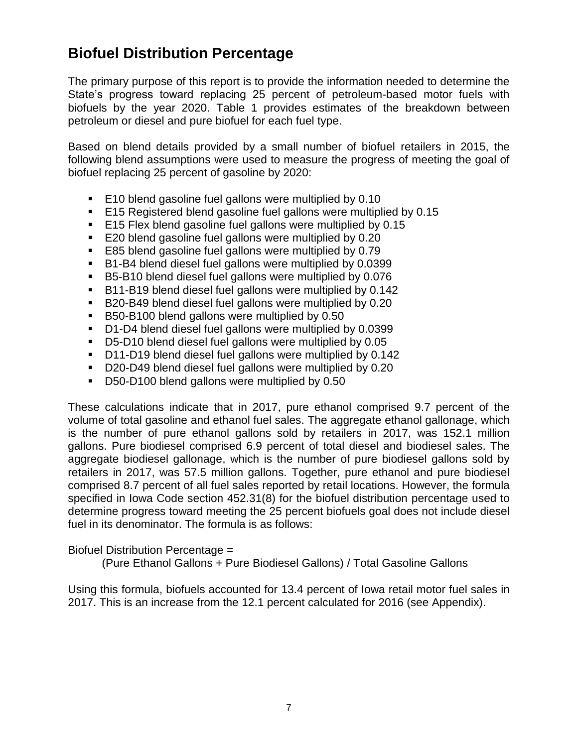## Biofuel Distribution Percentage

The primary purpose of this report is to provide the information needed to determine the State's progress toward replacing 25 percent of petroleum-based motor fuels with biofuels by the year 2020. Table 1 provides estimates of the breakdown between petroleum or diesel and pure biofuel for each fuel type.

Based on blend details provided by a small number of biofuel retailers in 2015, the following blend assumptions were used to measure the progress of meeting the goal of biofuel replacing 25 percent of gasoline by 2020:

- E10 blend gasoline fuel gallons were multiplied by 0.10
- E15 Registered blend gasoline fuel gallons were multiplied by 0.15
- E15 Flex blend gasoline fuel gallons were multiplied by 0.15
- E20 blend gasoline fuel gallons were multiplied by 0.20
- E85 blend gasoline fuel gallons were multiplied by 0.79
- B1-B4 blend diesel fuel gallons were multiplied by 0.0399
- B5-B10 blend diesel fuel gallons were multiplied by 0.076
- B11-B19 blend diesel fuel gallons were multiplied by 0.142
- B20-B49 blend diesel fuel gallons were multiplied by 0.20
- B50-B100 blend gallons were multiplied by 0.50
- D1-D4 blend diesel fuel gallons were multiplied by 0.0399
- D5-D10 blend diesel fuel gallons were multiplied by 0.05
- D11-D19 blend diesel fuel gallons were multiplied by 0.142
- D20-D49 blend diesel fuel gallons were multiplied by 0.20
- D50-D100 blend gallons were multiplied by 0.50

These calculations indicate that in 2017, pure ethanol comprised 9.7 percent of the volume of total gasoline and ethanol fuel sales. The aggregate ethanol gallonage, which is the number of pure ethanol gallons sold by retailers in 2017, was 152.1 million gallons. Pure biodiesel comprised 6.9 percent of total diesel and biodiesel sales. The aggregate biodiesel gallonage, which is the number of pure biodiesel gallons sold by retailers in 2017, was 57.5 million gallons. Together, pure ethanol and pure biodiesel comprised 8.7 percent of all fuel sales reported by retail locations. However, the formula specified in Iowa Code section 452.31(8) for the biofuel distribution percentage used to determine progress toward meeting the 25 percent biofuels goal does not include diesel fuel in its denominator. The formula is as follows:

Biofuel Distribution Percentage =

(Pure Ethanol Gallons + Pure Biodiesel Gallons) / Total Gasoline Gallons

Using this formula, biofuels accounted for 13.4 percent of Iowa retail motor fuel sales in 2017. This is an increase from the 12.1 percent calculated for 2016 (see Appendix).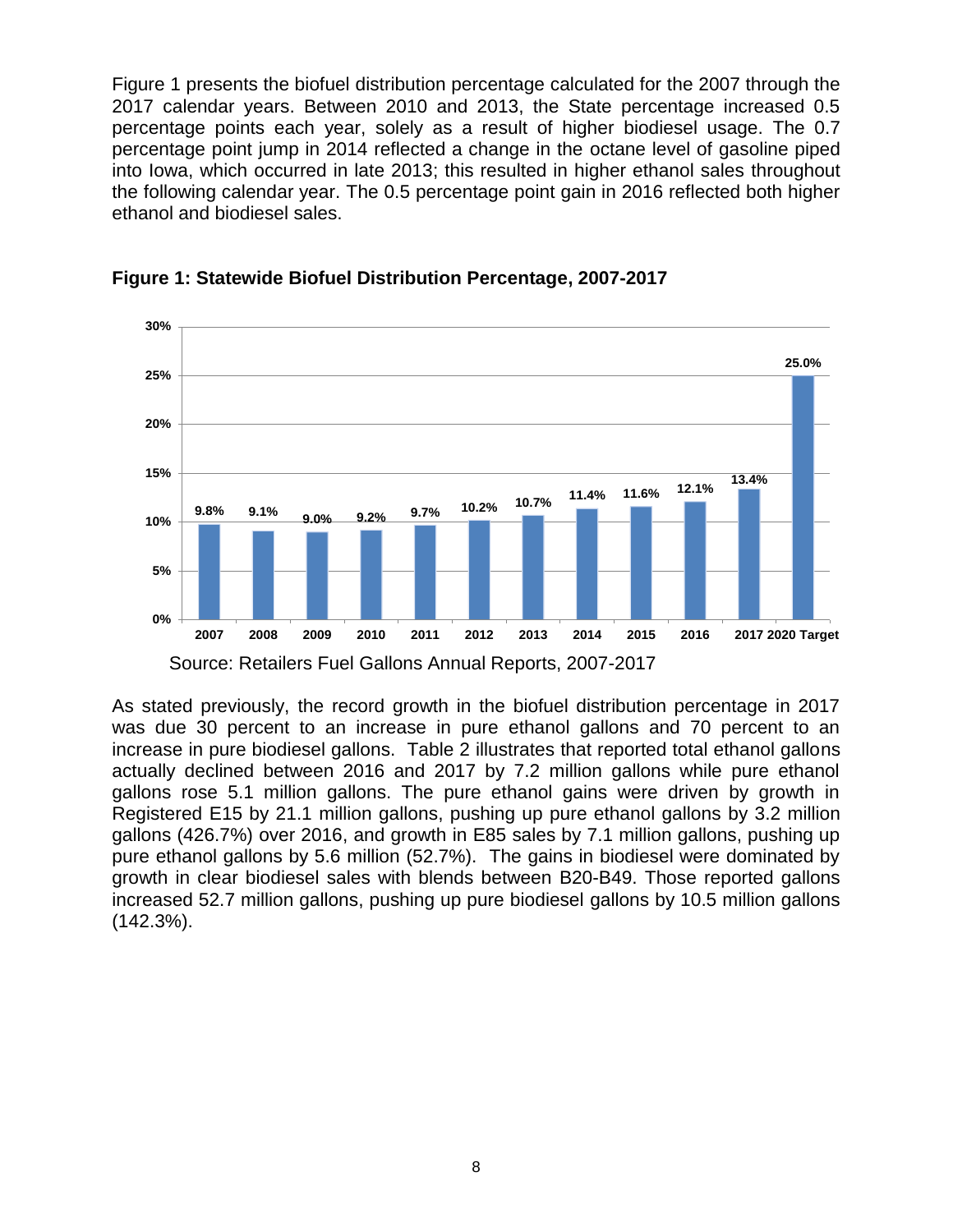Figure 1 presents the biofuel distribution percentage calculated for the 2007 through the 2017 calendar years. Between 2010 and 2013, the State percentage increased 0.5 percentage points each year, solely as a result of higher biodiesel usage. The 0.7 percentage point jump in 2014 reflected a change in the octane level of gasoline piped into Iowa, which occurred in late 2013; this resulted in higher ethanol sales throughout the following calendar year. The 0.5 percentage point gain in 2016 reflected both higher ethanol and biodiesel sales.

**Figure 1: Statewide Biofuel Distribution Percentage, 2007-2017**

| Year | Percentage |
|---|---|
| 2007 | 9.8% |
| 2008 | 9.1% |
| 2009 | 9.0% |
| 2010 | 9.2% |
| 2011 | 9.7% |
| 2012 | 10.2% |
| 2013 | 10.7% |
| 2014 | 11.4% |
| 2015 | 11.6% |
| 2016 | 12.1% |
| 2017 | 13.4% |
| 2020 Target | 25.0% |

Source: Retailers Fuel Gallons Annual Reports, 2007-2017

As stated previously, the record growth in the biofuel distribution percentage in 2017 was due 30 percent to an increase in pure ethanol gallons and 70 percent to an increase in pure biodiesel gallons. Table 2 illustrates that reported total ethanol gallons actually declined between 2016 and 2017 by 7.2 million gallons while pure ethanol gallons rose 5.1 million gallons. The pure ethanol gains were driven by growth in Registered E15 by 21.1 million gallons, pushing up pure ethanol gallons by 3.2 million gallons (426.7%) over 2016, and growth in E85 sales by 7.1 million gallons, pushing up pure ethanol gallons by 5.6 million (52.7%). The gains in biodiesel were dominated by growth in clear biodiesel sales with blends between B20-B49. Those reported gallons increased 52.7 million gallons, pushing up pure biodiesel gallons by 10.5 million gallons (142.3%).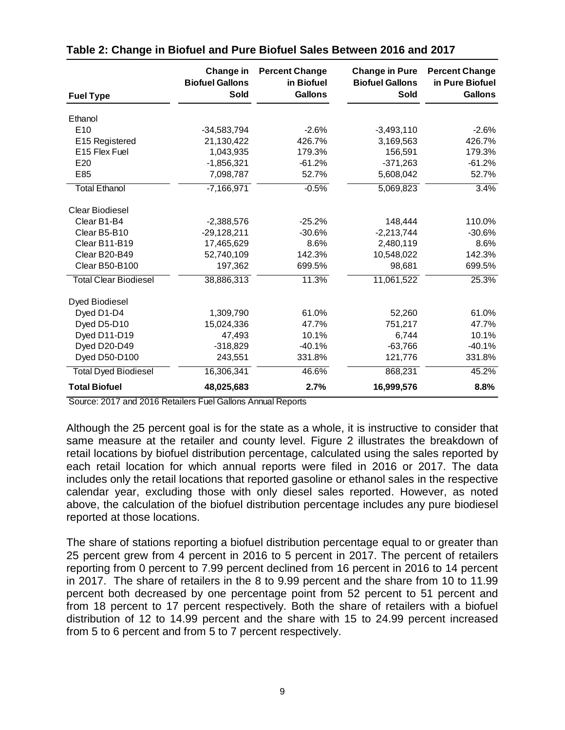**Table 2: Change in Biofuel and Pure Biofuel Sales Between 2016 and 2017**

| Fuel Type | Change in Biofuel Gallons Sold | Percent Change in Biofuel Gallons | Change in Pure Biofuel Gallons Sold | Percent Change in Pure Biofuel Gallons |
|---|---|---|---|---|
| Ethanol | | | | |
| E10 | -34,583,794 | -2.6% | -3,493,110 | -2.6% |
| E15 Registered | 21,130,422 | 426.7% | 3,169,563 | 426.7% |
| E15 Flex Fuel | 1,043,935 | 179.3% | 156,591 | 179.3% |
| E20 | -1,856,321 | -61.2% | -371,263 | -61.2% |
| E85 | 7,098,787 | 52.7% | 5,608,042 | 52.7% |
| Total Ethanol | -7,166,971 | -0.5% | 5,069,823 | 3.4% |
| Clear Biodiesel | | | | |
| Clear B1-B4 | -2,388,576 | -25.2% | 148,444 | 110.0% |
| Clear B5-B10 | -29,128,211 | -30.6% | -2,213,744 | -30.6% |
| Clear B11-B19 | 17,465,629 | 8.6% | 2,480,119 | 8.6% |
| Clear B20-B49 | 52,740,109 | 142.3% | 10,548,022 | 142.3% |
| Clear B50-B100 | 197,362 | 699.5% | 98,681 | 699.5% |
| Total Clear Biodiesel | 38,886,313 | 11.3% | 11,061,522 | 25.3% |
| Dyed Biodiesel | | | | |
| Dyed D1-D4 | 1,309,790 | 61.0% | 52,260 | 61.0% |
| Dyed D5-D10 | 15,024,336 | 47.7% | 751,217 | 47.7% |
| Dyed D11-D19 | 47,493 | 10.1% | 6,744 | 10.1% |
| Dyed D20-D49 | -318,829 | -40.1% | -63,766 | -40.1% |
| Dyed D50-D100 | 243,551 | 331.8% | 121,776 | 331.8% |
| Total Dyed Biodiesel | 16,306,341 | 46.6% | 868,231 | 45.2% |
| **Total Biofuel** | **48,025,683** | **2.7%** | **16,999,576** | **8.8%** |

Source: 2017 and 2016 Retailers Fuel Gallons Annual Reports

Although the 25 percent goal is for the state as a whole, it is instructive to consider that same measure at the retailer and county level. Figure 2 illustrates the breakdown of retail locations by biofuel distribution percentage, calculated using the sales reported by each retail location for which annual reports were filed in 2016 or 2017. The data includes only the retail locations that reported gasoline or ethanol sales in the respective calendar year, excluding those with only diesel sales reported. However, as noted above, the calculation of the biofuel distribution percentage includes any pure biodiesel reported at those locations.

The share of stations reporting a biofuel distribution percentage equal to or greater than 25 percent grew from 4 percent in 2016 to 5 percent in 2017. The percent of retailers reporting from 0 percent to 7.99 percent declined from 16 percent in 2016 to 14 percent in 2017. The share of retailers in the 8 to 9.99 percent and the share from 10 to 11.99 percent both decreased by one percentage point from 52 percent to 51 percent and from 18 percent to 17 percent respectively. Both the share of retailers with a biofuel distribution of 12 to 14.99 percent and the share with 15 to 24.99 percent increased from 5 to 6 percent and from 5 to 7 percent respectively.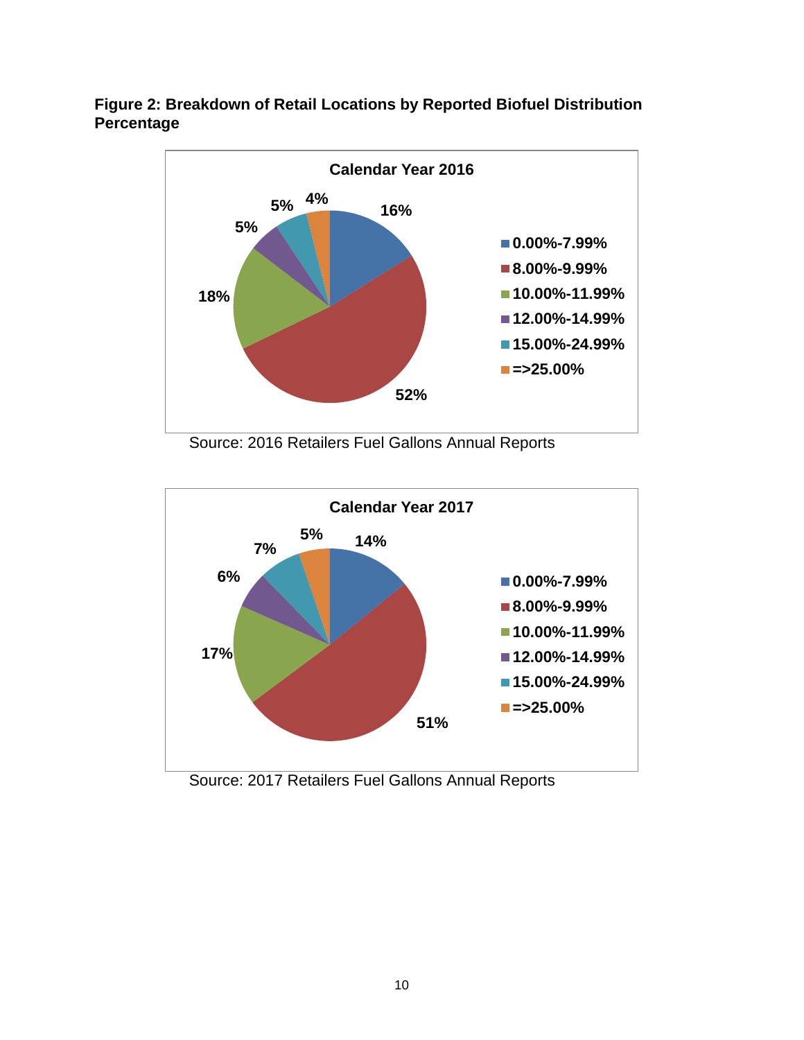**Figure 2: Breakdown of Retail Locations by Reported Biofuel Distribution Percentage**

**Calendar Year 2016**

| Biofuel Distribution Percentage | Share of Retail Locations |
|---|---|
| 0.00%-7.99% | 16% |
| 8.00%-9.99% | 52% |
| 10.00%-11.99% | 18% |
| 12.00%-14.99% | 5% |
| 15.00%-24.99% | 5% |
| =>25.00% | 4% |

Source: 2016 Retailers Fuel Gallons Annual Reports

**Calendar Year 2017**

| Biofuel Distribution Percentage | Share of Retail Locations |
|---|---|
| 0.00%-7.99% | 14% |
| 8.00%-9.99% | 51% |
| 10.00%-11.99% | 17% |
| 12.00%-14.99% | 6% |
| 15.00%-24.99% | 7% |
| =>25.00% | 5% |

Source: 2017 Retailers Fuel Gallons Annual Reports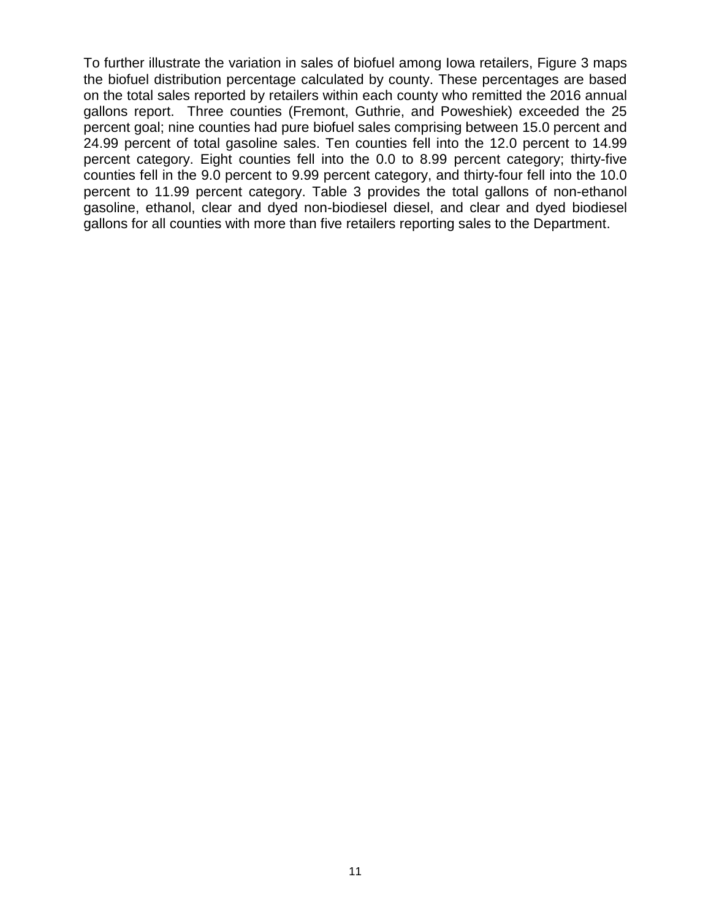To further illustrate the variation in sales of biofuel among Iowa retailers, Figure 3 maps the biofuel distribution percentage calculated by county. These percentages are based on the total sales reported by retailers within each county who remitted the 2016 annual gallons report. Three counties (Fremont, Guthrie, and Poweshiek) exceeded the 25 percent goal; nine counties had pure biofuel sales comprising between 15.0 percent and 24.99 percent of total gasoline sales. Ten counties fell into the 12.0 percent to 14.99 percent category. Eight counties fell into the 0.0 to 8.99 percent category; thirty-five counties fell in the 9.0 percent to 9.99 percent category, and thirty-four fell into the 10.0 percent to 11.99 percent category. Table 3 provides the total gallons of non-ethanol gasoline, ethanol, clear and dyed non-biodiesel diesel, and clear and dyed biodiesel gallons for all counties with more than five retailers reporting sales to the Department.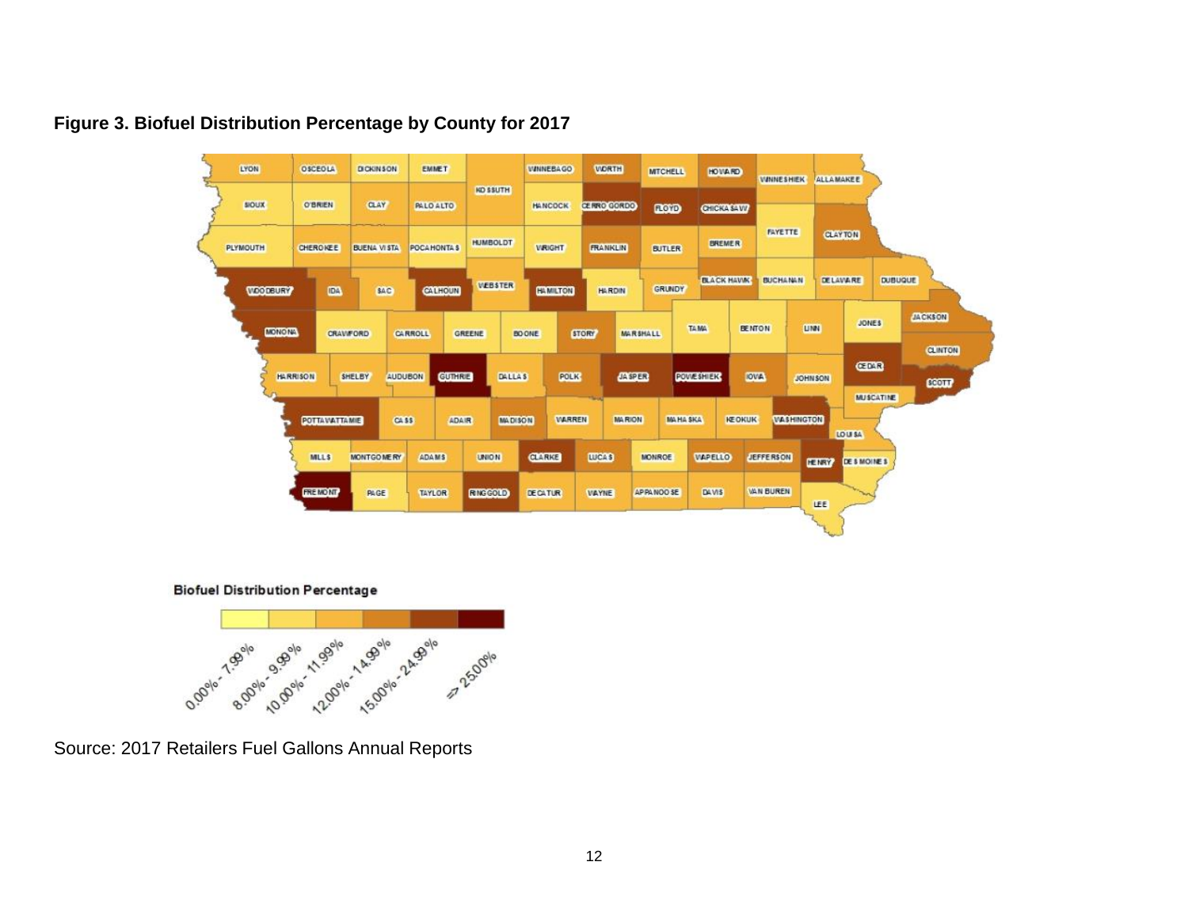**Figure 3. Biofuel Distribution Percentage by County for 2017**

Source: 2017 Retailers Fuel Gallons Annual Reports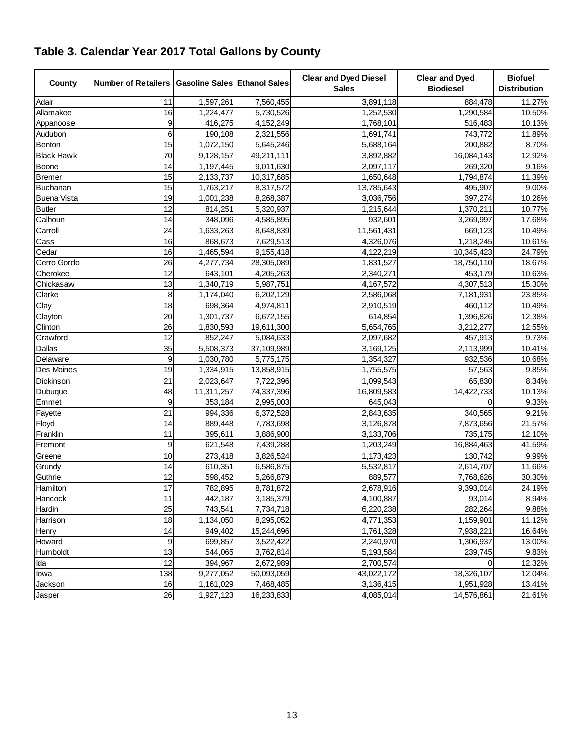## Table 3. Calendar Year 2017 Total Gallons by County

| County | Number of Retailers | Gasoline Sales | Ethanol Sales | Clear and Dyed Diesel Sales | Clear and Dyed Biodiesel | Biofuel Distribution |
|---|---|---|---|---|---|---|
| Adair | 11 | 1,597,261 | 7,560,455 | 3,891,118 | 884,478 | 11.27% |
| Allamakee | 16 | 1,224,477 | 5,730,526 | 1,252,530 | 1,290,584 | 10.50% |
| Appanoose | 9 | 416,275 | 4,152,249 | 1,768,101 | 516,483 | 10.13% |
| Audubon | 6 | 190,108 | 2,321,556 | 1,691,741 | 743,772 | 11.89% |
| Benton | 15 | 1,072,150 | 5,645,246 | 5,688,164 | 200,882 | 8.70% |
| Black Hawk | 70 | 9,128,157 | 49,211,111 | 3,892,882 | 16,084,143 | 12.92% |
| Boone | 14 | 1,197,445 | 9,011,630 | 2,097,117 | 269,320 | 9.16% |
| Bremer | 15 | 2,133,737 | 10,317,685 | 1,650,648 | 1,794,874 | 11.39% |
| Buchanan | 15 | 1,763,217 | 8,317,572 | 13,785,643 | 495,907 | 9.00% |
| Buena Vista | 19 | 1,001,238 | 8,268,387 | 3,036,756 | 397,274 | 10.26% |
| Butler | 12 | 814,251 | 5,320,937 | 1,215,644 | 1,370,211 | 10.77% |
| Calhoun | 14 | 348,096 | 4,585,895 | 932,601 | 3,269,997 | 17.68% |
| Carroll | 24 | 1,633,263 | 8,648,839 | 11,561,431 | 669,123 | 10.49% |
| Cass | 16 | 868,673 | 7,629,513 | 4,326,076 | 1,218,245 | 10.61% |
| Cedar | 16 | 1,465,594 | 9,155,418 | 4,122,219 | 10,345,423 | 24.79% |
| Cerro Gordo | 26 | 4,277,734 | 28,305,089 | 1,831,527 | 18,750,110 | 18.67% |
| Cherokee | 12 | 643,101 | 4,205,263 | 2,340,271 | 453,179 | 10.63% |
| Chickasaw | 13 | 1,340,719 | 5,987,751 | 4,167,572 | 4,307,513 | 15.30% |
| Clarke | 8 | 1,174,040 | 6,202,129 | 2,586,068 | 7,181,931 | 23.85% |
| Clay | 18 | 698,364 | 4,974,811 | 2,910,519 | 460,112 | 10.49% |
| Clayton | 20 | 1,301,737 | 6,672,155 | 614,854 | 1,396,826 | 12.38% |
| Clinton | 26 | 1,830,593 | 19,611,300 | 5,654,765 | 3,212,277 | 12.55% |
| Crawford | 12 | 852,247 | 5,084,633 | 2,097,682 | 457,913 | 9.73% |
| Dallas | 35 | 5,508,373 | 37,109,989 | 3,169,125 | 2,113,999 | 10.41% |
| Delaware | 9 | 1,030,780 | 5,775,175 | 1,354,327 | 932,536 | 10.68% |
| Des Moines | 19 | 1,334,915 | 13,858,915 | 1,755,575 | 57,563 | 9.85% |
| Dickinson | 21 | 2,023,647 | 7,722,396 | 1,099,543 | 65,830 | 8.34% |
| Dubuque | 48 | 11,311,257 | 74,337,396 | 16,809,583 | 14,422,733 | 10.13% |
| Emmet | 9 | 353,184 | 2,995,003 | 645,043 | 0 | 9.33% |
| Fayette | 21 | 994,336 | 6,372,528 | 2,843,635 | 340,565 | 9.21% |
| Floyd | 14 | 889,448 | 7,783,698 | 3,126,878 | 7,873,656 | 21.57% |
| Franklin | 11 | 395,611 | 3,886,900 | 3,133,706 | 735,175 | 12.10% |
| Fremont | 9 | 621,548 | 7,439,288 | 1,203,249 | 16,884,463 | 41.59% |
| Greene | 10 | 273,418 | 3,826,524 | 1,173,423 | 130,742 | 9.99% |
| Grundy | 14 | 610,351 | 6,586,875 | 5,532,817 | 2,614,707 | 11.66% |
| Guthrie | 12 | 598,452 | 5,266,879 | 889,577 | 7,768,626 | 30.30% |
| Hamilton | 17 | 782,895 | 8,781,872 | 2,678,916 | 9,393,014 | 24.19% |
| Hancock | 11 | 442,187 | 3,185,379 | 4,100,887 | 93,014 | 8.94% |
| Hardin | 25 | 743,541 | 7,734,718 | 6,220,238 | 282,264 | 9.88% |
| Harrison | 18 | 1,134,050 | 8,295,052 | 4,771,353 | 1,159,901 | 11.12% |
| Henry | 14 | 949,402 | 15,244,696 | 1,761,328 | 7,938,221 | 16.64% |
| Howard | 9 | 699,857 | 3,522,422 | 2,240,970 | 1,306,937 | 13.00% |
| Humboldt | 13 | 544,065 | 3,762,814 | 5,193,584 | 239,745 | 9.83% |
| Ida | 12 | 394,967 | 2,672,989 | 2,700,574 | 0 | 12.32% |
| Iowa | 138 | 9,277,052 | 50,093,059 | 43,022,172 | 18,326,107 | 12.04% |
| Jackson | 16 | 1,161,029 | 7,468,485 | 3,136,415 | 1,951,928 | 13.41% |
| Jasper | 26 | 1,927,123 | 16,233,833 | 4,085,014 | 14,576,861 | 21.61% |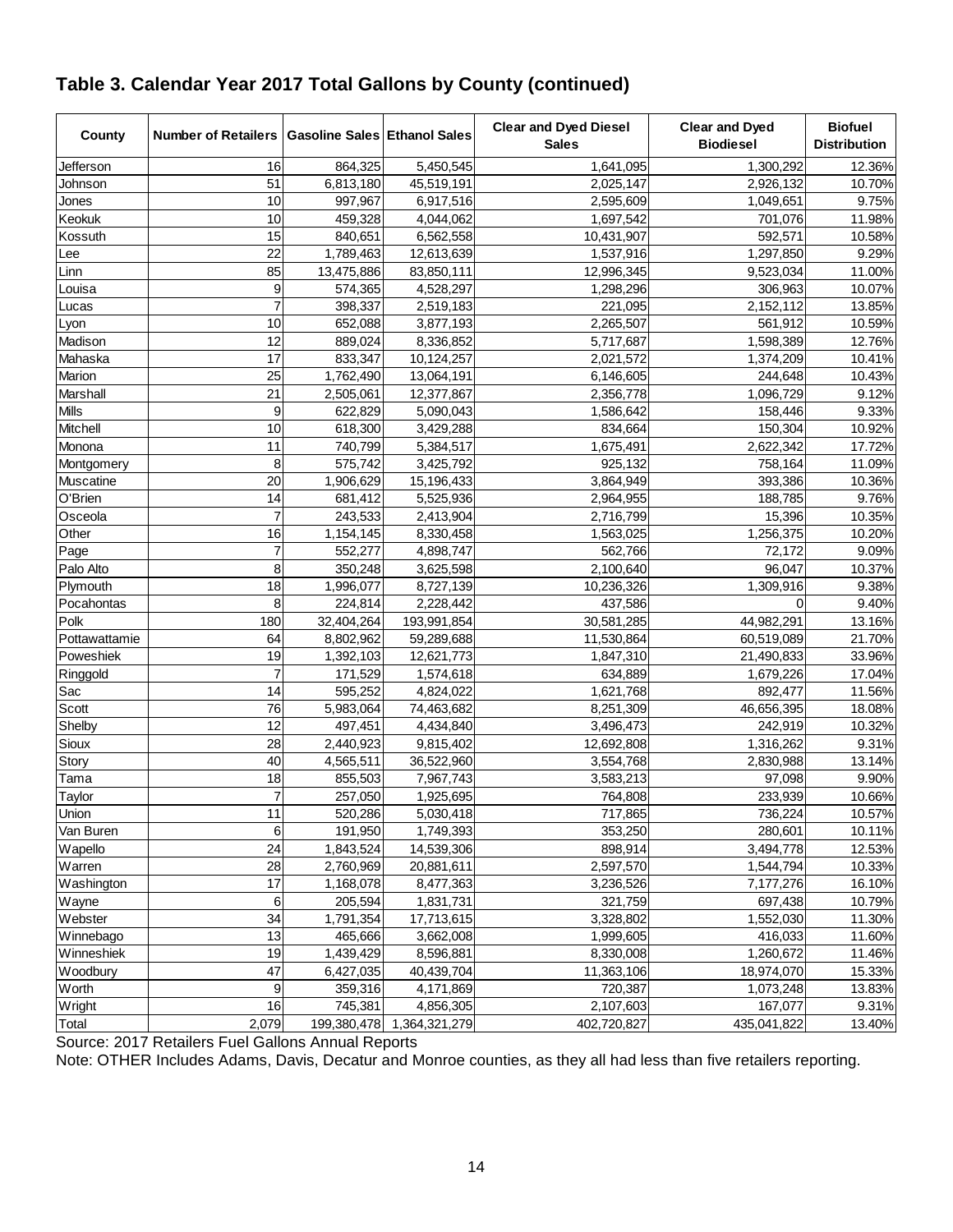## Table 3. Calendar Year 2017 Total Gallons by County (continued)

| County | Number of Retailers | Gasoline Sales | Ethanol Sales | Clear and Dyed Diesel Sales | Clear and Dyed Biodiesel | Biofuel Distribution |
|---|---|---|---|---|---|---|
| Jefferson | 16 | 864,325 | 5,450,545 | 1,641,095 | 1,300,292 | 12.36% |
| Johnson | 51 | 6,813,180 | 45,519,191 | 2,025,147 | 2,926,132 | 10.70% |
| Jones | 10 | 997,967 | 6,917,516 | 2,595,609 | 1,049,651 | 9.75% |
| Keokuk | 10 | 459,328 | 4,044,062 | 1,697,542 | 701,076 | 11.98% |
| Kossuth | 15 | 840,651 | 6,562,558 | 10,431,907 | 592,571 | 10.58% |
| Lee | 22 | 1,789,463 | 12,613,639 | 1,537,916 | 1,297,850 | 9.29% |
| Linn | 85 | 13,475,886 | 83,850,111 | 12,996,345 | 9,523,034 | 11.00% |
| Louisa | 9 | 574,365 | 4,528,297 | 1,298,296 | 306,963 | 10.07% |
| Lucas | 7 | 398,337 | 2,519,183 | 221,095 | 2,152,112 | 13.85% |
| Lyon | 10 | 652,088 | 3,877,193 | 2,265,507 | 561,912 | 10.59% |
| Madison | 12 | 889,024 | 8,336,852 | 5,717,687 | 1,598,389 | 12.76% |
| Mahaska | 17 | 833,347 | 10,124,257 | 2,021,572 | 1,374,209 | 10.41% |
| Marion | 25 | 1,762,490 | 13,064,191 | 6,146,605 | 244,648 | 10.43% |
| Marshall | 21 | 2,505,061 | 12,377,867 | 2,356,778 | 1,096,729 | 9.12% |
| Mills | 9 | 622,829 | 5,090,043 | 1,586,642 | 158,446 | 9.33% |
| Mitchell | 10 | 618,300 | 3,429,288 | 834,664 | 150,304 | 10.92% |
| Monona | 11 | 740,799 | 5,384,517 | 1,675,491 | 2,622,342 | 17.72% |
| Montgomery | 8 | 575,742 | 3,425,792 | 925,132 | 758,164 | 11.09% |
| Muscatine | 20 | 1,906,629 | 15,196,433 | 3,864,949 | 393,386 | 10.36% |
| O'Brien | 14 | 681,412 | 5,525,936 | 2,964,955 | 188,785 | 9.76% |
| Osceola | 7 | 243,533 | 2,413,904 | 2,716,799 | 15,396 | 10.35% |
| Other | 16 | 1,154,145 | 8,330,458 | 1,563,025 | 1,256,375 | 10.20% |
| Page | 7 | 552,277 | 4,898,747 | 562,766 | 72,172 | 9.09% |
| Palo Alto | 8 | 350,248 | 3,625,598 | 2,100,640 | 96,047 | 10.37% |
| Plymouth | 18 | 1,996,077 | 8,727,139 | 10,236,326 | 1,309,916 | 9.38% |
| Pocahontas | 8 | 224,814 | 2,228,442 | 437,586 | 0 | 9.40% |
| Polk | 180 | 32,404,264 | 193,991,854 | 30,581,285 | 44,982,291 | 13.16% |
| Pottawattamie | 64 | 8,802,962 | 59,289,688 | 11,530,864 | 60,519,089 | 21.70% |
| Poweshiek | 19 | 1,392,103 | 12,621,773 | 1,847,310 | 21,490,833 | 33.96% |
| Ringgold | 7 | 171,529 | 1,574,618 | 634,889 | 1,679,226 | 17.04% |
| Sac | 14 | 595,252 | 4,824,022 | 1,621,768 | 892,477 | 11.56% |
| Scott | 76 | 5,983,064 | 74,463,682 | 8,251,309 | 46,656,395 | 18.08% |
| Shelby | 12 | 497,451 | 4,434,840 | 3,496,473 | 242,919 | 10.32% |
| Sioux | 28 | 2,440,923 | 9,815,402 | 12,692,808 | 1,316,262 | 9.31% |
| Story | 40 | 4,565,511 | 36,522,960 | 3,554,768 | 2,830,988 | 13.14% |
| Tama | 18 | 855,503 | 7,967,743 | 3,583,213 | 97,098 | 9.90% |
| Taylor | 7 | 257,050 | 1,925,695 | 764,808 | 233,939 | 10.66% |
| Union | 11 | 520,286 | 5,030,418 | 717,865 | 736,224 | 10.57% |
| Van Buren | 6 | 191,950 | 1,749,393 | 353,250 | 280,601 | 10.11% |
| Wapello | 24 | 1,843,524 | 14,539,306 | 898,914 | 3,494,778 | 12.53% |
| Warren | 28 | 2,760,969 | 20,881,611 | 2,597,570 | 1,544,794 | 10.33% |
| Washington | 17 | 1,168,078 | 8,477,363 | 3,236,526 | 7,177,276 | 16.10% |
| Wayne | 6 | 205,594 | 1,831,731 | 321,759 | 697,438 | 10.79% |
| Webster | 34 | 1,791,354 | 17,713,615 | 3,328,802 | 1,552,030 | 11.30% |
| Winnebago | 13 | 465,666 | 3,662,008 | 1,999,605 | 416,033 | 11.60% |
| Winneshiek | 19 | 1,439,429 | 8,596,881 | 8,330,008 | 1,260,672 | 11.46% |
| Woodbury | 47 | 6,427,035 | 40,439,704 | 11,363,106 | 18,974,070 | 15.33% |
| Worth | 9 | 359,316 | 4,171,869 | 720,387 | 1,073,248 | 13.83% |
| Wright | 16 | 745,381 | 4,856,305 | 2,107,603 | 167,077 | 9.31% |
| Total | 2,079 | 199,380,478 | 1,364,321,279 | 402,720,827 | 435,041,822 | 13.40% |

Source: 2017 Retailers Fuel Gallons Annual Reports

Note: OTHER Includes Adams, Davis, Decatur and Monroe counties, as they all had less than five retailers reporting.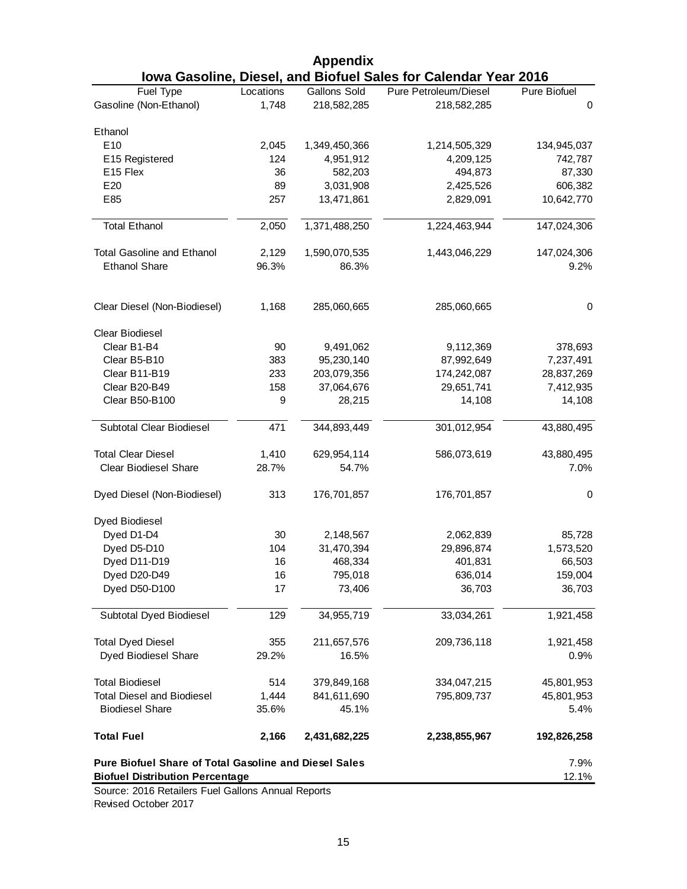# Appendix

## Iowa Gasoline, Diesel, and Biofuel Sales for Calendar Year 2016

| Fuel Type | Locations | Gallons Sold | Pure Petroleum/Diesel | Pure Biofuel |
|---|---|---|---|---|
| Gasoline (Non-Ethanol) | 1,748 | 218,582,285 | 218,582,285 | 0 |
| Ethanol | | | | |
| E10 | 2,045 | 1,349,450,366 | 1,214,505,329 | 134,945,037 |
| E15 Registered | 124 | 4,951,912 | 4,209,125 | 742,787 |
| E15 Flex | 36 | 582,203 | 494,873 | 87,330 |
| E20 | 89 | 3,031,908 | 2,425,526 | 606,382 |
| E85 | 257 | 13,471,861 | 2,829,091 | 10,642,770 |
| Total Ethanol | 2,050 | 1,371,488,250 | 1,224,463,944 | 147,024,306 |
| Total Gasoline and Ethanol | 2,129 | 1,590,070,535 | 1,443,046,229 | 147,024,306 |
| Ethanol Share | 96.3% | 86.3% | | 9.2% |
| Clear Diesel (Non-Biodiesel) | 1,168 | 285,060,665 | 285,060,665 | 0 |
| Clear Biodiesel | | | | |
| Clear B1-B4 | 90 | 9,491,062 | 9,112,369 | 378,693 |
| Clear B5-B10 | 383 | 95,230,140 | 87,992,649 | 7,237,491 |
| Clear B11-B19 | 233 | 203,079,356 | 174,242,087 | 28,837,269 |
| Clear B20-B49 | 158 | 37,064,676 | 29,651,741 | 7,412,935 |
| Clear B50-B100 | 9 | 28,215 | 14,108 | 14,108 |
| Subtotal Clear Biodiesel | 471 | 344,893,449 | 301,012,954 | 43,880,495 |
| Total Clear Diesel | 1,410 | 629,954,114 | 586,073,619 | 43,880,495 |
| Clear Biodiesel Share | 28.7% | 54.7% | | 7.0% |
| Dyed Diesel (Non-Biodiesel) | 313 | 176,701,857 | 176,701,857 | 0 |
| Dyed Biodiesel | | | | |
| Dyed D1-D4 | 30 | 2,148,567 | 2,062,839 | 85,728 |
| Dyed D5-D10 | 104 | 31,470,394 | 29,896,874 | 1,573,520 |
| Dyed D11-D19 | 16 | 468,334 | 401,831 | 66,503 |
| Dyed D20-D49 | 16 | 795,018 | 636,014 | 159,004 |
| Dyed D50-D100 | 17 | 73,406 | 36,703 | 36,703 |
| Subtotal Dyed Biodiesel | 129 | 34,955,719 | 33,034,261 | 1,921,458 |
| Total Dyed Diesel | 355 | 211,657,576 | 209,736,118 | 1,921,458 |
| Dyed Biodiesel Share | 29.2% | 16.5% | | 0.9% |
| Total Biodiesel | 514 | 379,849,168 | 334,047,215 | 45,801,953 |
| Total Diesel and Biodiesel | 1,444 | 841,611,690 | 795,809,737 | 45,801,953 |
| Biodiesel Share | 35.6% | 45.1% | | 5.4% |
| **Total Fuel** | **2,166** | **2,431,682,225** | **2,238,855,967** | **192,826,258** |
| **Pure Biofuel Share of Total Gasoline and Diesel Sales** | | | | 7.9% |
| **Biofuel Distribution Percentage** | | | | 12.1% |

Source: 2016 Retailers Fuel Gallons Annual Reports

Revised October 2017